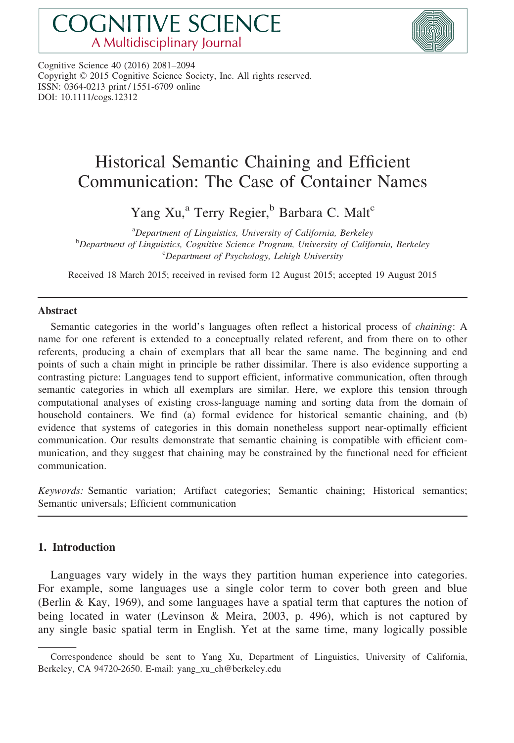Cognitive Science 40 (2016) 2081–2094
Copyright © 2015 Cognitive Science Society, Inc. All rights reserved.
ISSN: 0364-0213 print / 1551-6709 online
DOI: 10.1111/cogs.12312

# Historical Semantic Chaining and Efficient Communication: The Case of Container Names

Yang Xu,[a] Terry Regier,[b] Barbara C. Malt[c]

[a]*Department of Linguistics, University of California, Berkeley*
[b]*Department of Linguistics, Cognitive Science Program, University of California, Berkeley*
[c]*Department of Psychology, Lehigh University*

Received 18 March 2015; received in revised form 12 August 2015; accepted 19 August 2015

## Abstract

Semantic categories in the world's languages often reflect a historical process of *chaining*: A name for one referent is extended to a conceptually related referent, and from there on to other referents, producing a chain of exemplars that all bear the same name. The beginning and end points of such a chain might in principle be rather dissimilar. There is also evidence supporting a contrasting picture: Languages tend to support efficient, informative communication, often through semantic categories in which all exemplars are similar. Here, we explore this tension through computational analyses of existing cross-language naming and sorting data from the domain of household containers. We find (a) formal evidence for historical semantic chaining, and (b) evidence that systems of categories in this domain nonetheless support near-optimally efficient communication. Our results demonstrate that semantic chaining is compatible with efficient communication, and they suggest that chaining may be constrained by the functional need for efficient communication.

*Keywords:* Semantic variation; Artifact categories; Semantic chaining; Historical semantics; Semantic universals; Efficient communication

## 1. Introduction

Languages vary widely in the ways they partition human experience into categories. For example, some languages use a single color term to cover both green and blue (Berlin & Kay, 1969), and some languages have a spatial term that captures the notion of being located in water (Levinson & Meira, 2003, p. 496), which is not captured by any single basic spatial term in English. Yet at the same time, many logically possible

Correspondence should be sent to Yang Xu, Department of Linguistics, University of California, Berkeley, CA 94720-2650. E-mail: yang_xu_ch@berkeley.edu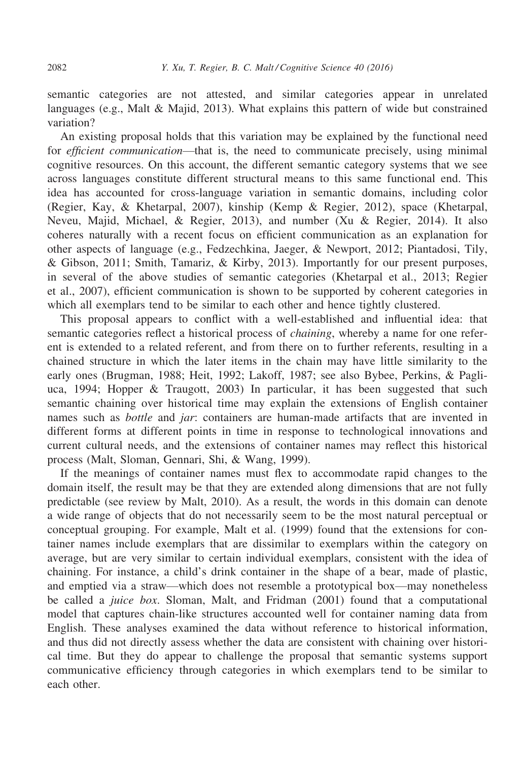semantic categories are not attested, and similar categories appear in unrelated languages (e.g., Malt & Majid, 2013). What explains this pattern of wide but constrained variation?

An existing proposal holds that this variation may be explained by the functional need for *efficient communication*—that is, the need to communicate precisely, using minimal cognitive resources. On this account, the different semantic category systems that we see across languages constitute different structural means to this same functional end. This idea has accounted for cross-language variation in semantic domains, including color (Regier, Kay, & Khetarpal, 2007), kinship (Kemp & Regier, 2012), space (Khetarpal, Neveu, Majid, Michael, & Regier, 2013), and number (Xu & Regier, 2014). It also coheres naturally with a recent focus on efficient communication as an explanation for other aspects of language (e.g., Fedzechkina, Jaeger, & Newport, 2012; Piantadosi, Tily, & Gibson, 2011; Smith, Tamariz, & Kirby, 2013). Importantly for our present purposes, in several of the above studies of semantic categories (Khetarpal et al., 2013; Regier et al., 2007), efficient communication is shown to be supported by coherent categories in which all exemplars tend to be similar to each other and hence tightly clustered.

This proposal appears to conflict with a well-established and influential idea: that semantic categories reflect a historical process of *chaining*, whereby a name for one referent is extended to a related referent, and from there on to further referents, resulting in a chained structure in which the later items in the chain may have little similarity to the early ones (Brugman, 1988; Heit, 1992; Lakoff, 1987; see also Bybee, Perkins, & Pagliuca, 1994; Hopper & Traugott, 2003) In particular, it has been suggested that such semantic chaining over historical time may explain the extensions of English container names such as *bottle* and *jar*: containers are human-made artifacts that are invented in different forms at different points in time in response to technological innovations and current cultural needs, and the extensions of container names may reflect this historical process (Malt, Sloman, Gennari, Shi, & Wang, 1999).

If the meanings of container names must flex to accommodate rapid changes to the domain itself, the result may be that they are extended along dimensions that are not fully predictable (see review by Malt, 2010). As a result, the words in this domain can denote a wide range of objects that do not necessarily seem to be the most natural perceptual or conceptual grouping. For example, Malt et al. (1999) found that the extensions for container names include exemplars that are dissimilar to exemplars within the category on average, but are very similar to certain individual exemplars, consistent with the idea of chaining. For instance, a child's drink container in the shape of a bear, made of plastic, and emptied via a straw—which does not resemble a prototypical box—may nonetheless be called a *juice box*. Sloman, Malt, and Fridman (2001) found that a computational model that captures chain-like structures accounted well for container naming data from English. These analyses examined the data without reference to historical information, and thus did not directly assess whether the data are consistent with chaining over historical time. But they do appear to challenge the proposal that semantic systems support communicative efficiency through categories in which exemplars tend to be similar to each other.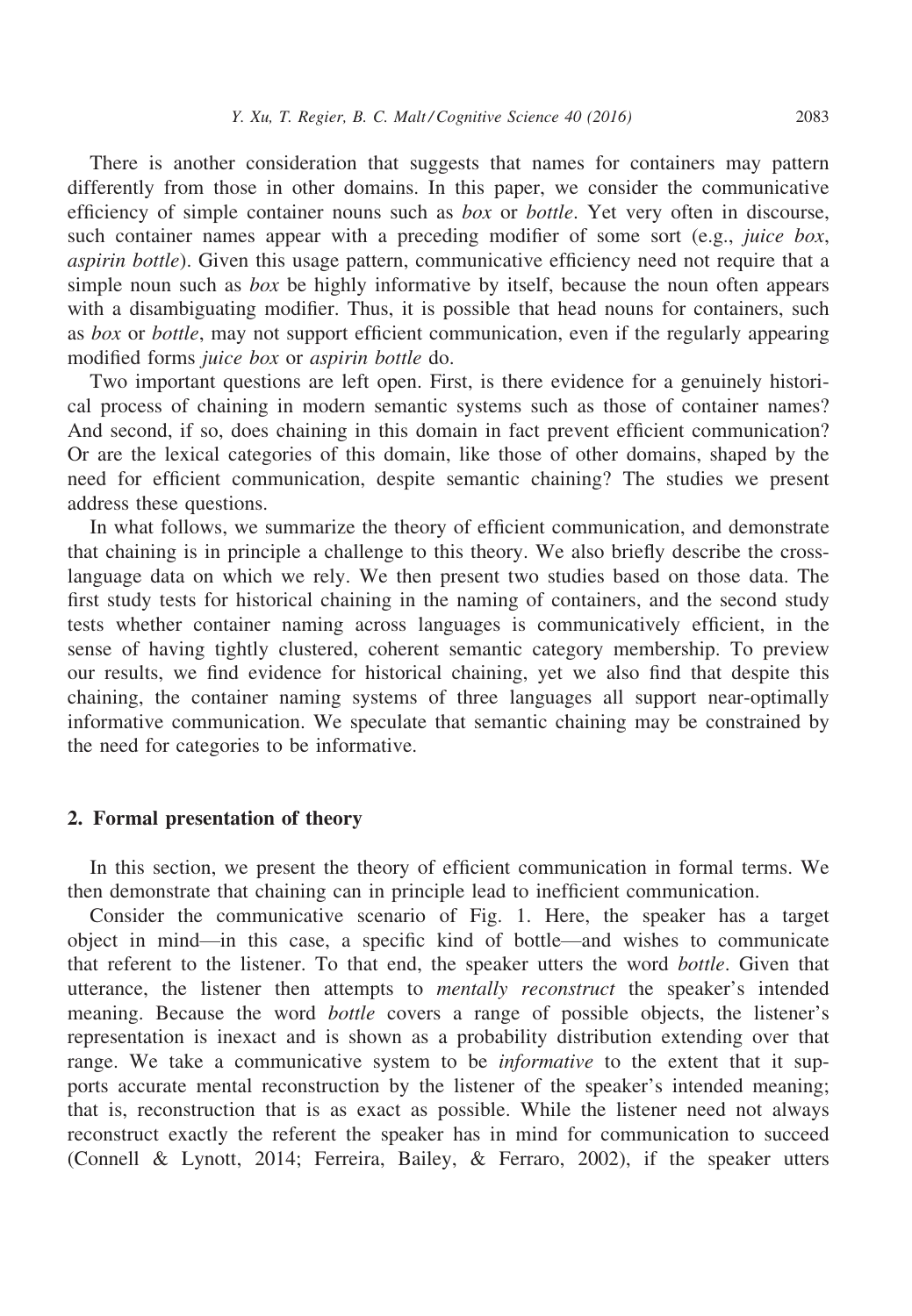There is another consideration that suggests that names for containers may pattern differently from those in other domains. In this paper, we consider the communicative efficiency of simple container nouns such as *box* or *bottle*. Yet very often in discourse, such container names appear with a preceding modifier of some sort (e.g., *juice box*, *aspirin bottle*). Given this usage pattern, communicative efficiency need not require that a simple noun such as *box* be highly informative by itself, because the noun often appears with a disambiguating modifier. Thus, it is possible that head nouns for containers, such as *box* or *bottle*, may not support efficient communication, even if the regularly appearing modified forms *juice box* or *aspirin bottle* do.

Two important questions are left open. First, is there evidence for a genuinely historical process of chaining in modern semantic systems such as those of container names? And second, if so, does chaining in this domain in fact prevent efficient communication? Or are the lexical categories of this domain, like those of other domains, shaped by the need for efficient communication, despite semantic chaining? The studies we present address these questions.

In what follows, we summarize the theory of efficient communication, and demonstrate that chaining is in principle a challenge to this theory. We also briefly describe the cross-language data on which we rely. We then present two studies based on those data. The first study tests for historical chaining in the naming of containers, and the second study tests whether container naming across languages is communicatively efficient, in the sense of having tightly clustered, coherent semantic category membership. To preview our results, we find evidence for historical chaining, yet we also find that despite this chaining, the container naming systems of three languages all support near-optimally informative communication. We speculate that semantic chaining may be constrained by the need for categories to be informative.

## 2. Formal presentation of theory

In this section, we present the theory of efficient communication in formal terms. We then demonstrate that chaining can in principle lead to inefficient communication.

Consider the communicative scenario of Fig. 1. Here, the speaker has a target object in mind—in this case, a specific kind of bottle—and wishes to communicate that referent to the listener. To that end, the speaker utters the word *bottle*. Given that utterance, the listener then attempts to *mentally reconstruct* the speaker's intended meaning. Because the word *bottle* covers a range of possible objects, the listener's representation is inexact and is shown as a probability distribution extending over that range. We take a communicative system to be *informative* to the extent that it supports accurate mental reconstruction by the listener of the speaker's intended meaning; that is, reconstruction that is as exact as possible. While the listener need not always reconstruct exactly the referent the speaker has in mind for communication to succeed (Connell & Lynott, 2014; Ferreira, Bailey, & Ferraro, 2002), if the speaker utters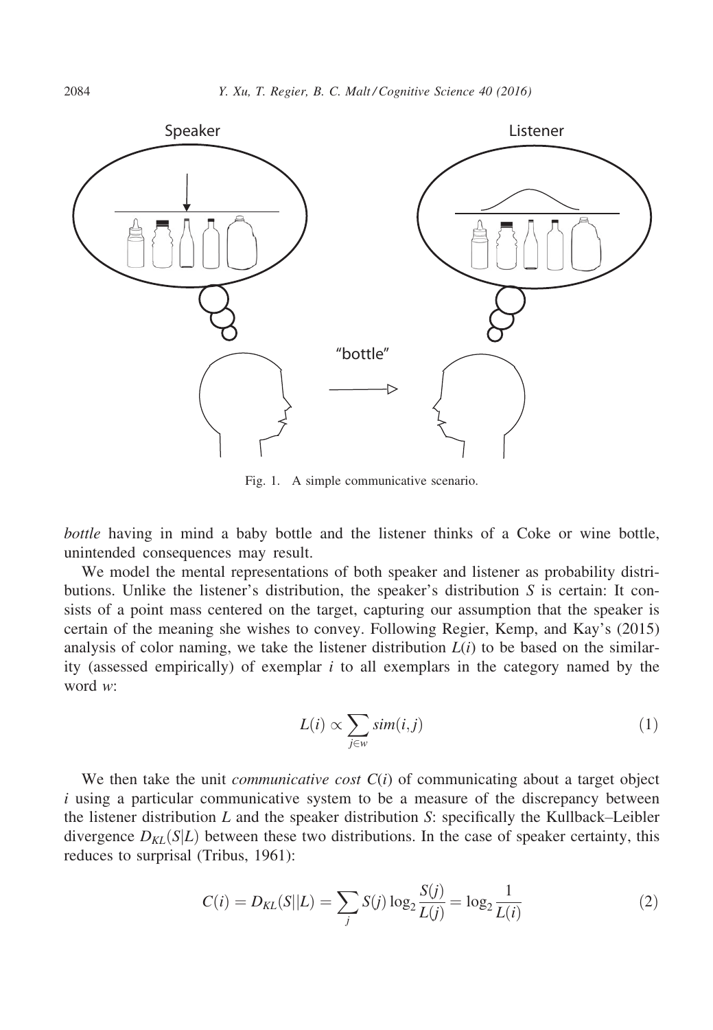Fig. 1. A simple communicative scenario.

*bottle* having in mind a baby bottle and the listener thinks of a Coke or wine bottle, unintended consequences may result.

We model the mental representations of both speaker and listener as probability distributions. Unlike the listener's distribution, the speaker's distribution $S$ is certain: It consists of a point mass centered on the target, capturing our assumption that the speaker is certain of the meaning she wishes to convey. Following Regier, Kemp, and Kay's (2015) analysis of color naming, we take the listener distribution $L(i)$ to be based on the similarity (assessed empirically) of exemplar $i$ to all exemplars in the category named by the word $w$:

$$L(i) \propto \sum_{j \in w} sim(i,j) \tag{1}$$

We then take the unit *communicative cost* $C(i)$ of communicating about a target object $i$ using a particular communicative system to be a measure of the discrepancy between the listener distribution $L$ and the speaker distribution $S$: specifically the Kullback–Leibler divergence $D_{KL}(S|L)$ between these two distributions. In the case of speaker certainty, this reduces to surprisal (Tribus, 1961):

$$C(i) = D_{KL}(S||L) = \sum_{j} S(j) \log_2 \frac{S(j)}{L(j)} = \log_2 \frac{1}{L(i)} \tag{2}$$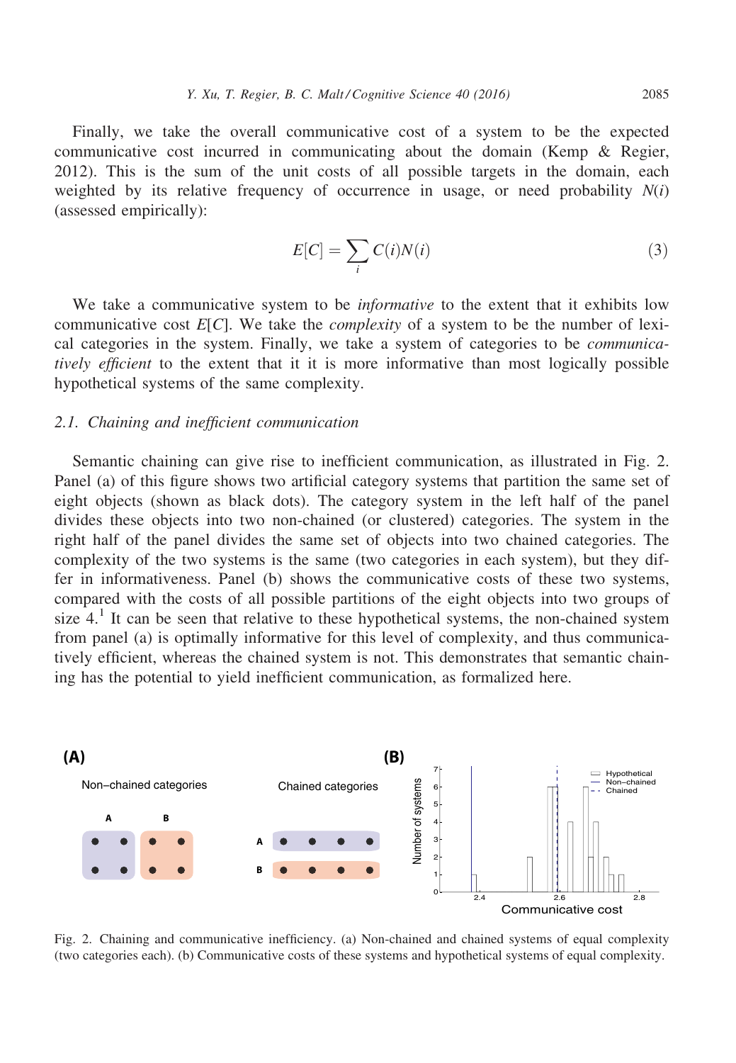Finally, we take the overall communicative cost of a system to be the expected communicative cost incurred in communicating about the domain (Kemp & Regier, 2012). This is the sum of the unit costs of all possible targets in the domain, each weighted by its relative frequency of occurrence in usage, or need probability $N(i)$ (assessed empirically):

$$E[C] = \sum_i C(i)N(i) \tag{3}$$

We take a communicative system to be *informative* to the extent that it exhibits low communicative cost $E[C]$. We take the *complexity* of a system to be the number of lexical categories in the system. Finally, we take a system of categories to be *communicatively efficient* to the extent that it it is more informative than most logically possible hypothetical systems of the same complexity.

### 2.1. Chaining and inefficient communication

Semantic chaining can give rise to inefficient communication, as illustrated in Fig. 2. Panel (a) of this figure shows two artificial category systems that partition the same set of eight objects (shown as black dots). The category system in the left half of the panel divides these objects into two non-chained (or clustered) categories. The system in the right half of the panel divides the same set of objects into two chained categories. The complexity of the two systems is the same (two categories in each system), but they differ in informativeness. Panel (b) shows the communicative costs of these two systems, compared with the costs of all possible partitions of the eight objects into two groups of size 4.[1] It can be seen that relative to these hypothetical systems, the non-chained system from panel (a) is optimally informative for this level of complexity, and thus communicatively efficient, whereas the chained system is not. This demonstrates that semantic chaining has the potential to yield inefficient communication, as formalized here.

Fig. 2. Chaining and communicative inefficiency. (a) Non-chained and chained systems of equal complexity (two categories each). (b) Communicative costs of these systems and hypothetical systems of equal complexity.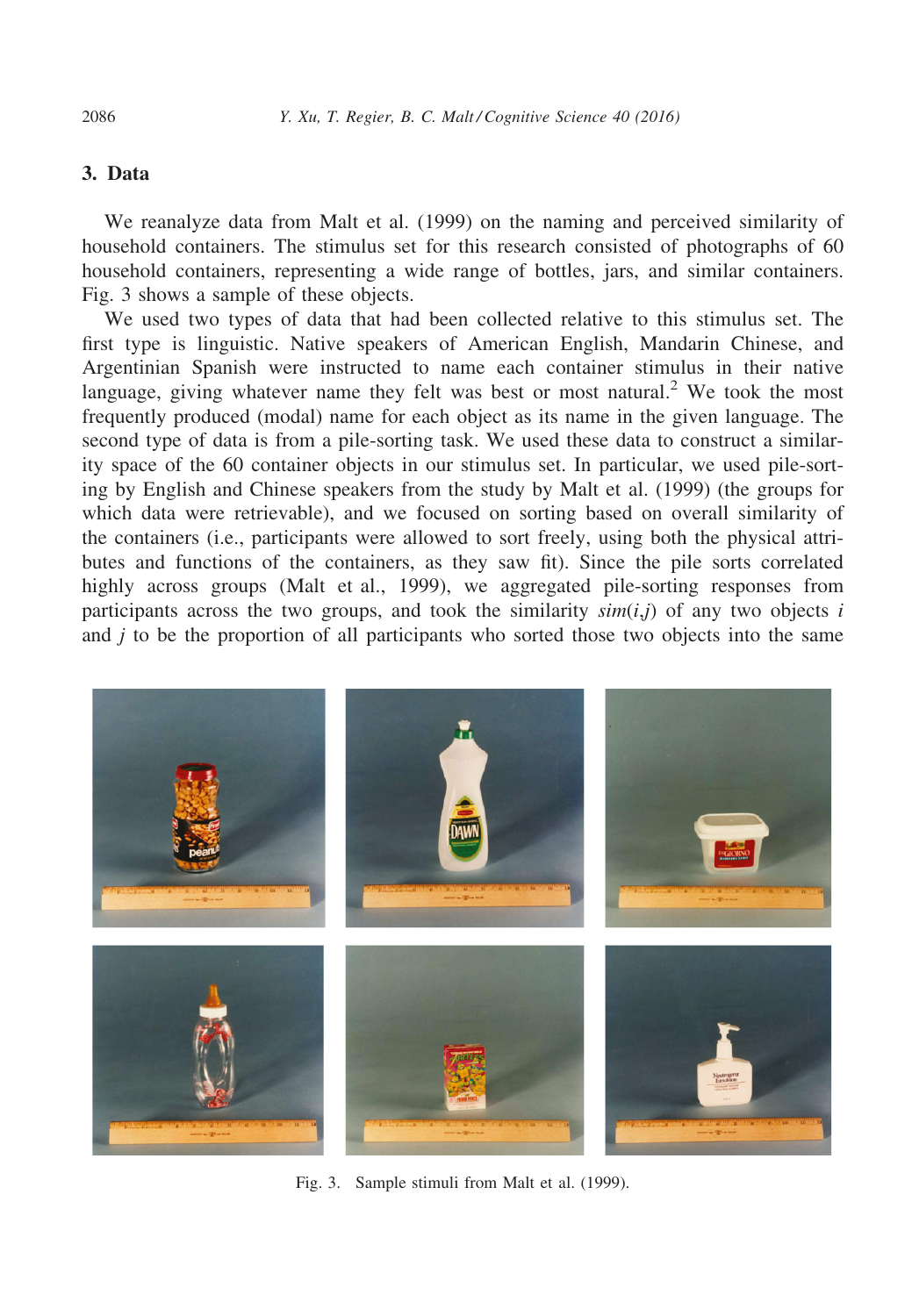## 3. Data

We reanalyze data from Malt et al. (1999) on the naming and perceived similarity of household containers. The stimulus set for this research consisted of photographs of 60 household containers, representing a wide range of bottles, jars, and similar containers. Fig. 3 shows a sample of these objects.

We used two types of data that had been collected relative to this stimulus set. The first type is linguistic. Native speakers of American English, Mandarin Chinese, and Argentinian Spanish were instructed to name each container stimulus in their native language, giving whatever name they felt was best or most natural.[2] We took the most frequently produced (modal) name for each object as its name in the given language. The second type of data is from a pile-sorting task. We used these data to construct a similarity space of the 60 container objects in our stimulus set. In particular, we used pile-sorting by English and Chinese speakers from the study by Malt et al. (1999) (the groups for which data were retrievable), and we focused on sorting based on overall similarity of the containers (i.e., participants were allowed to sort freely, using both the physical attributes and functions of the containers, as they saw fit). Since the pile sorts correlated highly across groups (Malt et al., 1999), we aggregated pile-sorting responses from participants across the two groups, and took the similarity $sim(i,j)$ of any two objects $i$ and $j$ to be the proportion of all participants who sorted those two objects into the same

Fig. 3. Sample stimuli from Malt et al. (1999).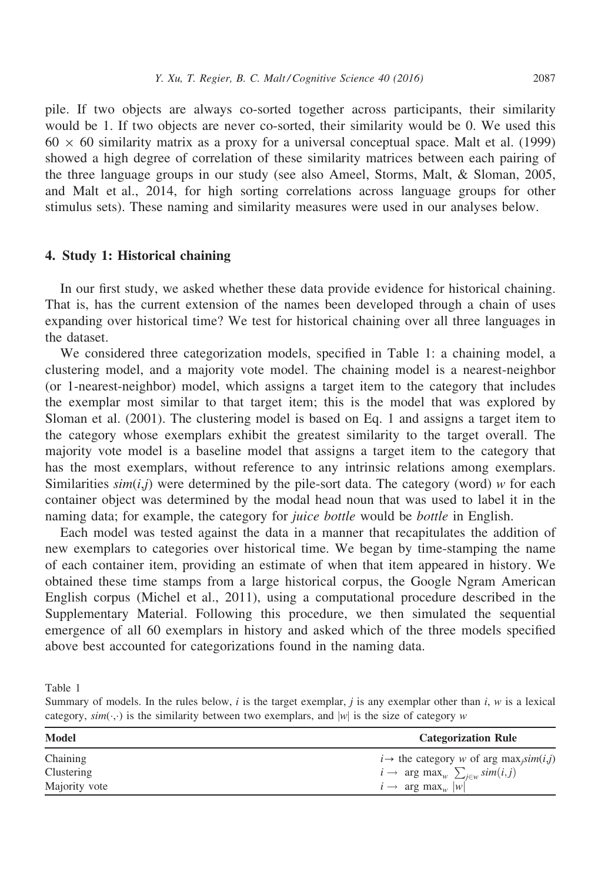pile. If two objects are always co-sorted together across participants, their similarity would be 1. If two objects are never co-sorted, their similarity would be 0. We used this $60 \times 60$ similarity matrix as a proxy for a universal conceptual space. Malt et al. (1999) showed a high degree of correlation of these similarity matrices between each pairing of the three language groups in our study (see also Ameel, Storms, Malt, & Sloman, 2005, and Malt et al., 2014, for high sorting correlations across language groups for other stimulus sets). These naming and similarity measures were used in our analyses below.

## 4. Study 1: Historical chaining

In our first study, we asked whether these data provide evidence for historical chaining. That is, has the current extension of the names been developed through a chain of uses expanding over historical time? We test for historical chaining over all three languages in the dataset.

We considered three categorization models, specified in Table 1: a chaining model, a clustering model, and a majority vote model. The chaining model is a nearest-neighbor (or 1-nearest-neighbor) model, which assigns a target item to the category that includes the exemplar most similar to that target item; this is the model that was explored by Sloman et al. (2001). The clustering model is based on Eq. 1 and assigns a target item to the category whose exemplars exhibit the greatest similarity to the target overall. The majority vote model is a baseline model that assigns a target item to the category that has the most exemplars, without reference to any intrinsic relations among exemplars. Similarities $sim(i,j)$ were determined by the pile-sort data. The category (word) $w$ for each container object was determined by the modal head noun that was used to label it in the naming data; for example, the category for *juice bottle* would be *bottle* in English.

Each model was tested against the data in a manner that recapitulates the addition of new exemplars to categories over historical time. We began by time-stamping the name of each container item, providing an estimate of when that item appeared in history. We obtained these time stamps from a large historical corpus, the Google Ngram American English corpus (Michel et al., 2011), using a computational procedure described in the Supplementary Material. Following this procedure, we then simulated the sequential emergence of all 60 exemplars in history and asked which of the three models specified above best accounted for categorizations found in the naming data.

Table 1
Summary of models. In the rules below, $i$ is the target exemplar, $j$ is any exemplar other than $i$, $w$ is a lexical category, $sim(\cdot,\cdot)$ is the similarity between two exemplars, and $|w|$ is the size of category $w$

| Model | Categorization Rule |
|---|---|
| Chaining | $i \rightarrow$ the category $w$ of $\arg\max_j sim(i,j)$ |
| Clustering | $i \rightarrow \arg\max_w \sum_{j \in w} sim(i,j)$ |
| Majority vote | $i \rightarrow \arg\max_w \lvert w \rvert$ |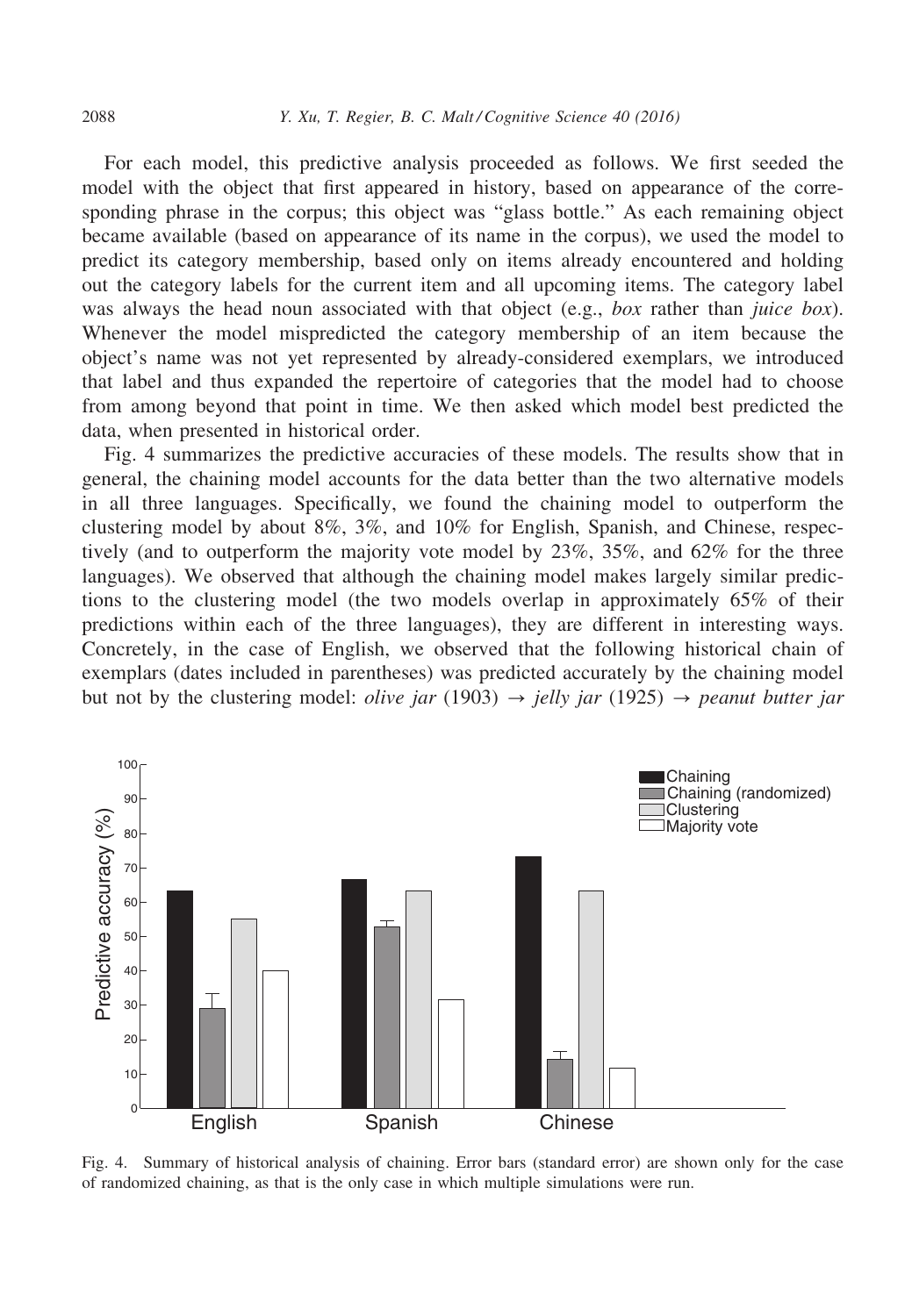For each model, this predictive analysis proceeded as follows. We first seeded the model with the object that first appeared in history, based on appearance of the corresponding phrase in the corpus; this object was "glass bottle." As each remaining object became available (based on appearance of its name in the corpus), we used the model to predict its category membership, based only on items already encountered and holding out the category labels for the current item and all upcoming items. The category label was always the head noun associated with that object (e.g., *box* rather than *juice box*). Whenever the model mispredicted the category membership of an item because the object's name was not yet represented by already-considered exemplars, we introduced that label and thus expanded the repertoire of categories that the model had to choose from among beyond that point in time. We then asked which model best predicted the data, when presented in historical order.

Fig. 4 summarizes the predictive accuracies of these models. The results show that in general, the chaining model accounts for the data better than the two alternative models in all three languages. Specifically, we found the chaining model to outperform the clustering model by about 8%, 3%, and 10% for English, Spanish, and Chinese, respectively (and to outperform the majority vote model by 23%, 35%, and 62% for the three languages). We observed that although the chaining model makes largely similar predictions to the clustering model (the two models overlap in approximately 65% of their predictions within each of the three languages), they are different in interesting ways. Concretely, in the case of English, we observed that the following historical chain of exemplars (dates included in parentheses) was predicted accurately by the chaining model but not by the clustering model: *olive jar* (1903) → *jelly jar* (1925) → *peanut butter jar*

Fig. 4. Summary of historical analysis of chaining. Error bars (standard error) are shown only for the case of randomized chaining, as that is the only case in which multiple simulations were run.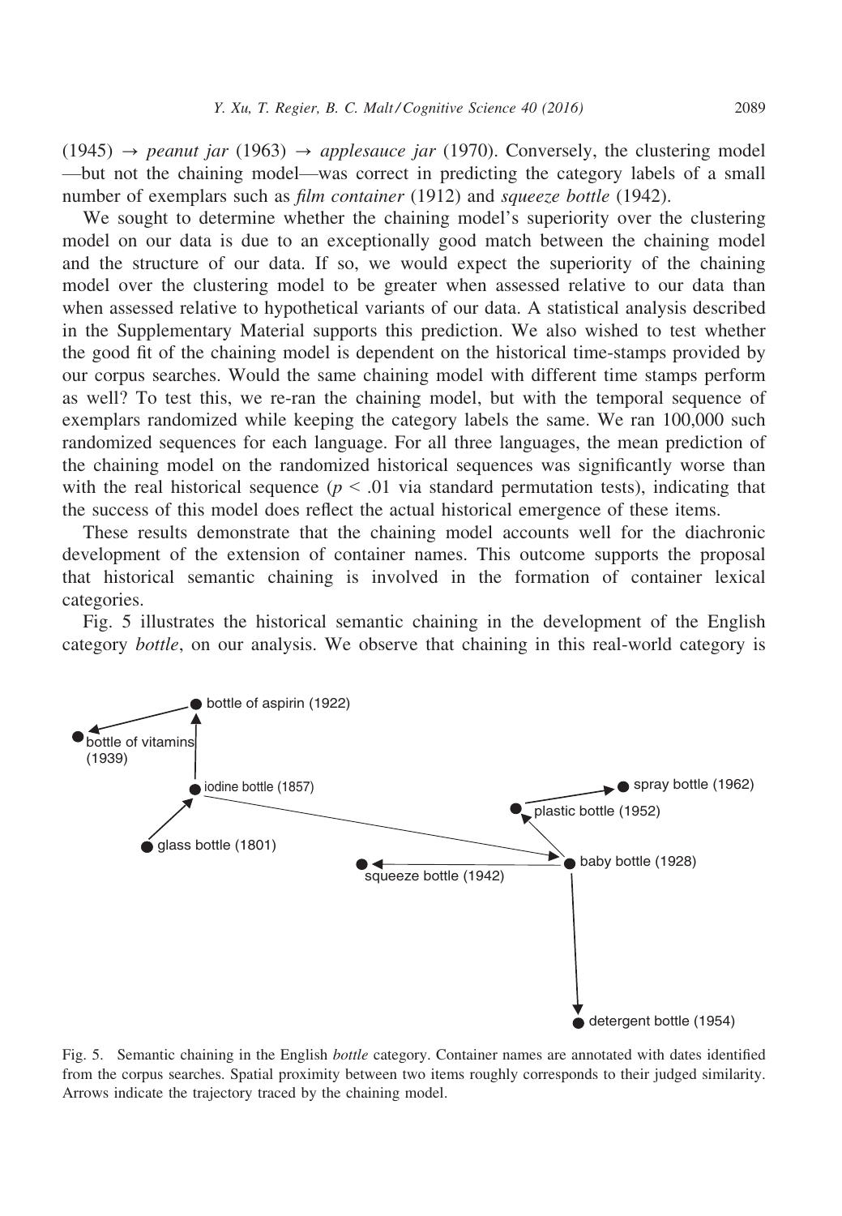(1945) → *peanut jar* (1963) → *applesauce jar* (1970). Conversely, the clustering model —but not the chaining model—was correct in predicting the category labels of a small number of exemplars such as *film container* (1912) and *squeeze bottle* (1942).

We sought to determine whether the chaining model's superiority over the clustering model on our data is due to an exceptionally good match between the chaining model and the structure of our data. If so, we would expect the superiority of the chaining model over the clustering model to be greater when assessed relative to our data than when assessed relative to hypothetical variants of our data. A statistical analysis described in the Supplementary Material supports this prediction. We also wished to test whether the good fit of the chaining model is dependent on the historical time-stamps provided by our corpus searches. Would the same chaining model with different time stamps perform as well? To test this, we re-ran the chaining model, but with the temporal sequence of exemplars randomized while keeping the category labels the same. We ran 100,000 such randomized sequences for each language. For all three languages, the mean prediction of the chaining model on the randomized historical sequences was significantly worse than with the real historical sequence ($p < .01$ via standard permutation tests), indicating that the success of this model does reflect the actual historical emergence of these items.

These results demonstrate that the chaining model accounts well for the diachronic development of the extension of container names. This outcome supports the proposal that historical semantic chaining is involved in the formation of container lexical categories.

Fig. 5 illustrates the historical semantic chaining in the development of the English category *bottle*, on our analysis. We observe that chaining in this real-world category is

bottle of aspirin (1922)
bottle of vitamins (1939)
iodine bottle (1857)
glass bottle (1801)
spray bottle (1962)
plastic bottle (1952)
baby bottle (1928)
squeeze bottle (1942)
detergent bottle (1954)

Fig. 5. Semantic chaining in the English *bottle* category. Container names are annotated with dates identified from the corpus searches. Spatial proximity between two items roughly corresponds to their judged similarity. Arrows indicate the trajectory traced by the chaining model.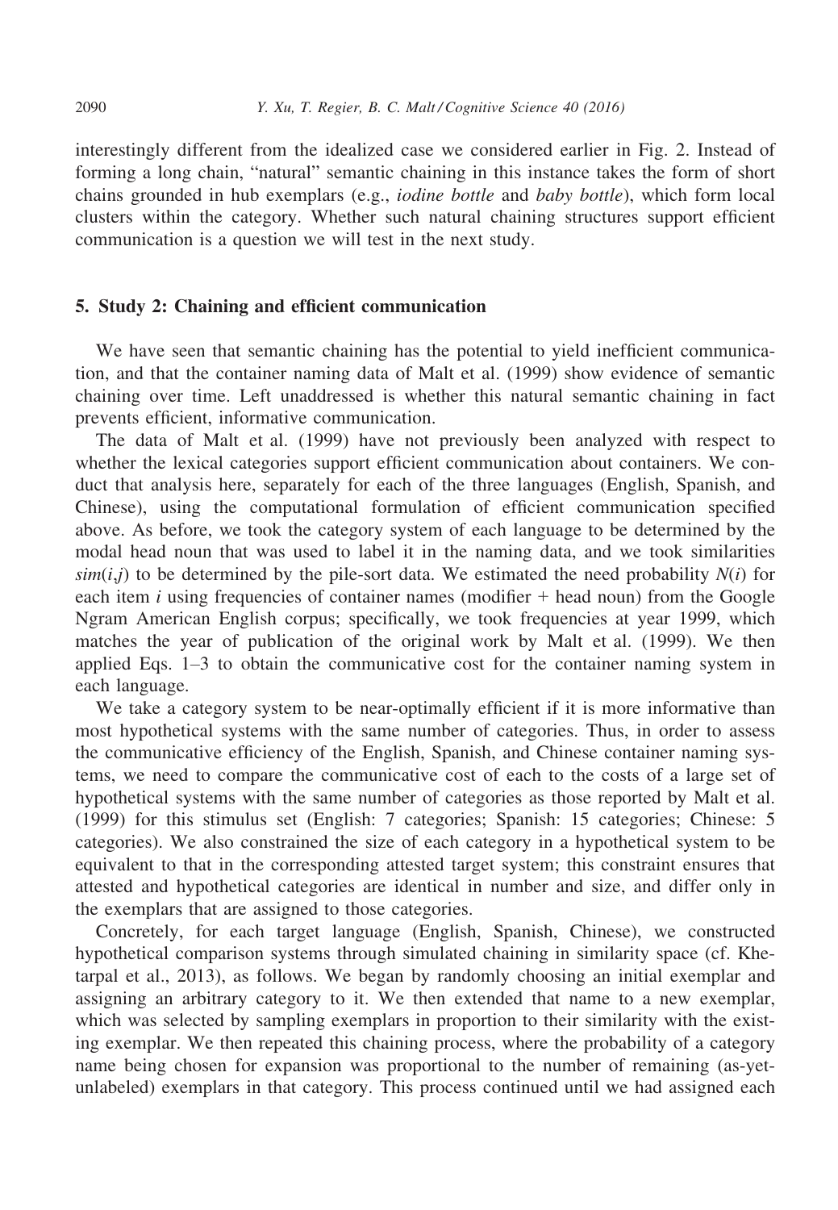interestingly different from the idealized case we considered earlier in Fig. 2. Instead of forming a long chain, "natural" semantic chaining in this instance takes the form of short chains grounded in hub exemplars (e.g., *iodine bottle* and *baby bottle*), which form local clusters within the category. Whether such natural chaining structures support efficient communication is a question we will test in the next study.

## 5. Study 2: Chaining and efficient communication

We have seen that semantic chaining has the potential to yield inefficient communication, and that the container naming data of Malt et al. (1999) show evidence of semantic chaining over time. Left unaddressed is whether this natural semantic chaining in fact prevents efficient, informative communication.

The data of Malt et al. (1999) have not previously been analyzed with respect to whether the lexical categories support efficient communication about containers. We conduct that analysis here, separately for each of the three languages (English, Spanish, and Chinese), using the computational formulation of efficient communication specified above. As before, we took the category system of each language to be determined by the modal head noun that was used to label it in the naming data, and we took similarities $sim(i,j)$ to be determined by the pile-sort data. We estimated the need probability $N(i)$ for each item $i$ using frequencies of container names (modifier + head noun) from the Google Ngram American English corpus; specifically, we took frequencies at year 1999, which matches the year of publication of the original work by Malt et al. (1999). We then applied Eqs. 1–3 to obtain the communicative cost for the container naming system in each language.

We take a category system to be near-optimally efficient if it is more informative than most hypothetical systems with the same number of categories. Thus, in order to assess the communicative efficiency of the English, Spanish, and Chinese container naming systems, we need to compare the communicative cost of each to the costs of a large set of hypothetical systems with the same number of categories as those reported by Malt et al. (1999) for this stimulus set (English: 7 categories; Spanish: 15 categories; Chinese: 5 categories). We also constrained the size of each category in a hypothetical system to be equivalent to that in the corresponding attested target system; this constraint ensures that attested and hypothetical categories are identical in number and size, and differ only in the exemplars that are assigned to those categories.

Concretely, for each target language (English, Spanish, Chinese), we constructed hypothetical comparison systems through simulated chaining in similarity space (cf. Khetarpal et al., 2013), as follows. We began by randomly choosing an initial exemplar and assigning an arbitrary category to it. We then extended that name to a new exemplar, which was selected by sampling exemplars in proportion to their similarity with the existing exemplar. We then repeated this chaining process, where the probability of a category name being chosen for expansion was proportional to the number of remaining (as-yet-unlabeled) exemplars in that category. This process continued until we had assigned each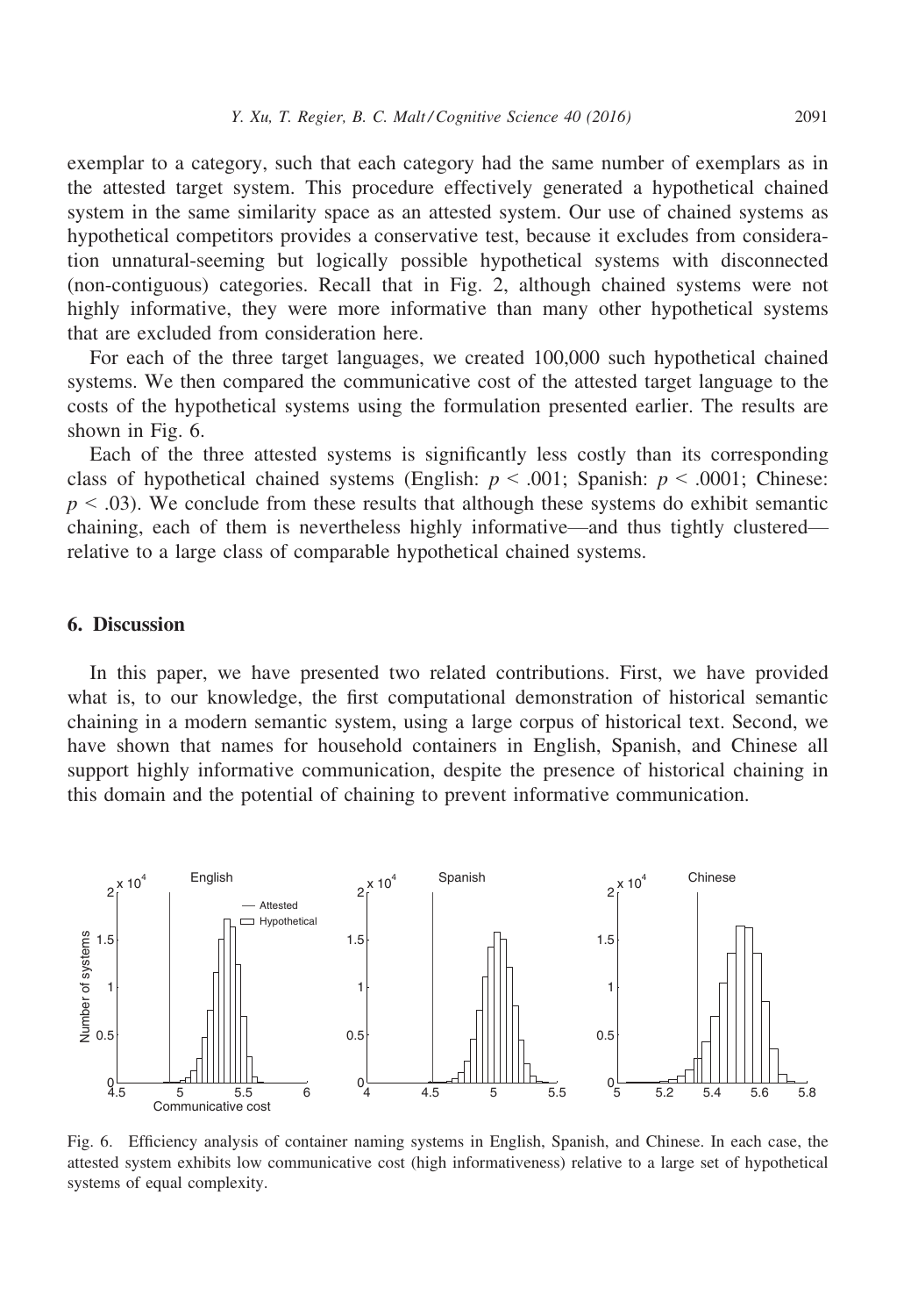exemplar to a category, such that each category had the same number of exemplars as in the attested target system. This procedure effectively generated a hypothetical chained system in the same similarity space as an attested system. Our use of chained systems as hypothetical competitors provides a conservative test, because it excludes from consideration unnatural-seeming but logically possible hypothetical systems with disconnected (non-contiguous) categories. Recall that in Fig. 2, although chained systems were not highly informative, they were more informative than many other hypothetical systems that are excluded from consideration here.

For each of the three target languages, we created 100,000 such hypothetical chained systems. We then compared the communicative cost of the attested target language to the costs of the hypothetical systems using the formulation presented earlier. The results are shown in Fig. 6.

Each of the three attested systems is significantly less costly than its corresponding class of hypothetical chained systems (English: $p < .001$; Spanish: $p < .0001$; Chinese: $p < .03$). We conclude from these results that although these systems do exhibit semantic chaining, each of them is nevertheless highly informative—and thus tightly clustered—relative to a large class of comparable hypothetical chained systems.

## 6. Discussion

In this paper, we have presented two related contributions. First, we have provided what is, to our knowledge, the first computational demonstration of historical semantic chaining in a modern semantic system, using a large corpus of historical text. Second, we have shown that names for household containers in English, Spanish, and Chinese all support highly informative communication, despite the presence of historical chaining in this domain and the potential of chaining to prevent informative communication.

Fig. 6. Efficiency analysis of container naming systems in English, Spanish, and Chinese. In each case, the attested system exhibits low communicative cost (high informativeness) relative to a large set of hypothetical systems of equal complexity.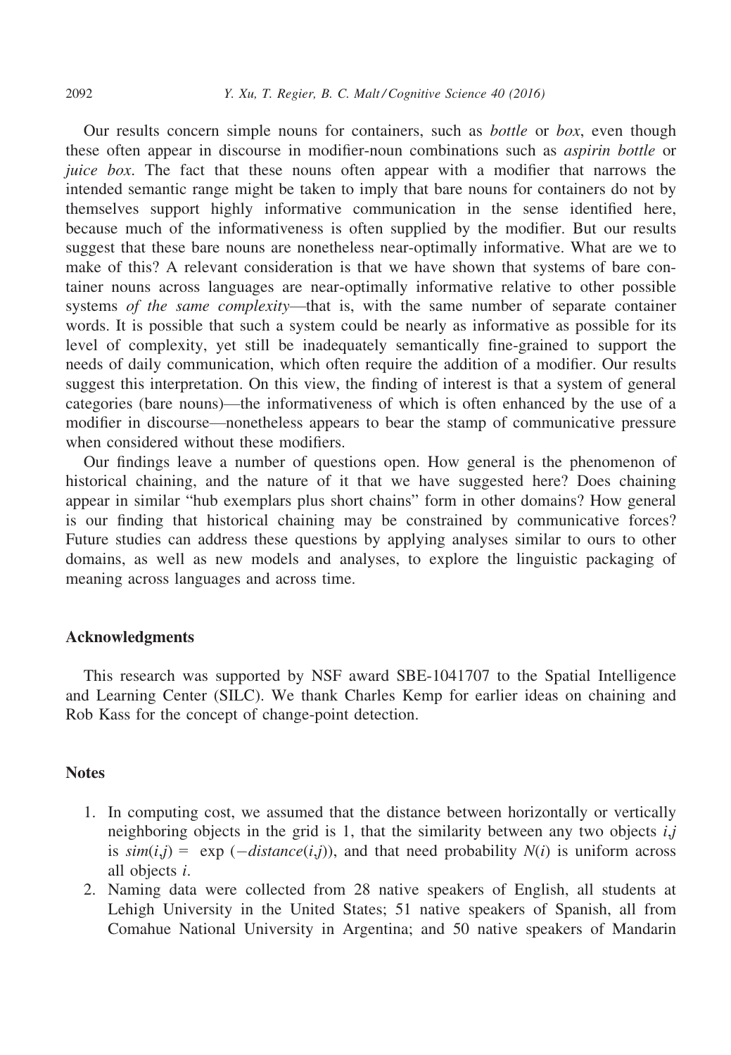Our results concern simple nouns for containers, such as *bottle* or *box*, even though these often appear in discourse in modifier-noun combinations such as *aspirin bottle* or *juice box*. The fact that these nouns often appear with a modifier that narrows the intended semantic range might be taken to imply that bare nouns for containers do not by themselves support highly informative communication in the sense identified here, because much of the informativeness is often supplied by the modifier. But our results suggest that these bare nouns are nonetheless near-optimally informative. What are we to make of this? A relevant consideration is that we have shown that systems of bare container nouns across languages are near-optimally informative relative to other possible systems *of the same complexity*—that is, with the same number of separate container words. It is possible that such a system could be nearly as informative as possible for its level of complexity, yet still be inadequately semantically fine-grained to support the needs of daily communication, which often require the addition of a modifier. Our results suggest this interpretation. On this view, the finding of interest is that a system of general categories (bare nouns)—the informativeness of which is often enhanced by the use of a modifier in discourse—nonetheless appears to bear the stamp of communicative pressure when considered without these modifiers.

Our findings leave a number of questions open. How general is the phenomenon of historical chaining, and the nature of it that we have suggested here? Does chaining appear in similar "hub exemplars plus short chains" form in other domains? How general is our finding that historical chaining may be constrained by communicative forces? Future studies can address these questions by applying analyses similar to ours to other domains, as well as new models and analyses, to explore the linguistic packaging of meaning across languages and across time.

## Acknowledgments

This research was supported by NSF award SBE-1041707 to the Spatial Intelligence and Learning Center (SILC). We thank Charles Kemp for earlier ideas on chaining and Rob Kass for the concept of change-point detection.

## Notes

1. In computing cost, we assumed that the distance between horizontally or vertically neighboring objects in the grid is 1, that the similarity between any two objects $i,j$ is $sim(i,j) = \exp(-distance(i,j))$, and that need probability $N(i)$ is uniform across all objects $i$.
2. Naming data were collected from 28 native speakers of English, all students at Lehigh University in the United States; 51 native speakers of Spanish, all from Comahue National University in Argentina; and 50 native speakers of Mandarin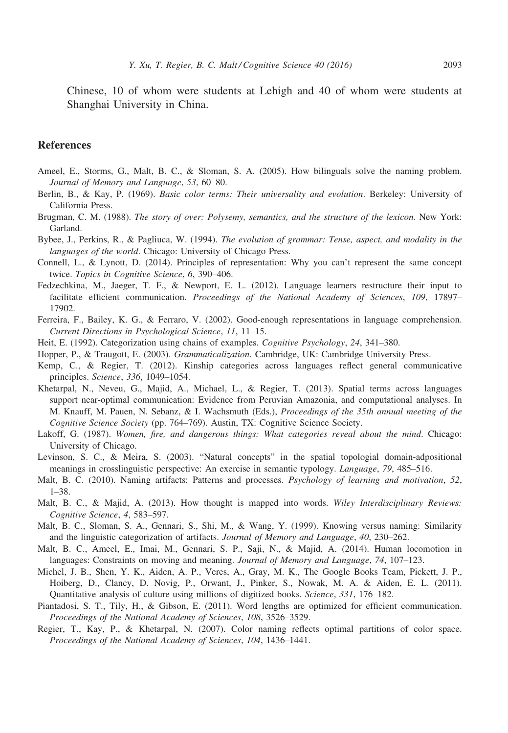Chinese, 10 of whom were students at Lehigh and 40 of whom were students at Shanghai University in China.

## References

Ameel, E., Storms, G., Malt, B. C., & Sloman, S. A. (2005). How bilinguals solve the naming problem. *Journal of Memory and Language*, *53*, 60–80.

Berlin, B., & Kay, P. (1969). *Basic color terms: Their universality and evolution*. Berkeley: University of California Press.

Brugman, C. M. (1988). *The story of over: Polysemy, semantics, and the structure of the lexicon*. New York: Garland.

Bybee, J., Perkins, R., & Pagliuca, W. (1994). *The evolution of grammar: Tense, aspect, and modality in the languages of the world*. Chicago: University of Chicago Press.

Connell, L., & Lynott, D. (2014). Principles of representation: Why you can't represent the same concept twice. *Topics in Cognitive Science*, *6*, 390–406.

Fedzechkina, M., Jaeger, T. F., & Newport, E. L. (2012). Language learners restructure their input to facilitate efficient communication. *Proceedings of the National Academy of Sciences*, *109*, 17897–17902.

Ferreira, F., Bailey, K. G., & Ferraro, V. (2002). Good-enough representations in language comprehension. *Current Directions in Psychological Science*, *11*, 11–15.

Heit, E. (1992). Categorization using chains of examples. *Cognitive Psychology*, *24*, 341–380.

Hopper, P., & Traugott, E. (2003). *Grammaticalization*. Cambridge, UK: Cambridge University Press.

Kemp, C., & Regier, T. (2012). Kinship categories across languages reflect general communicative principles. *Science*, *336*, 1049–1054.

Khetarpal, N., Neveu, G., Majid, A., Michael, L., & Regier, T. (2013). Spatial terms across languages support near-optimal communication: Evidence from Peruvian Amazonia, and computational analyses. In M. Knauff, M. Pauen, N. Sebanz, & I. Wachsmuth (Eds.), *Proceedings of the 35th annual meeting of the Cognitive Science Society* (pp. 764–769). Austin, TX: Cognitive Science Society.

Lakoff, G. (1987). *Women, fire, and dangerous things: What categories reveal about the mind*. Chicago: University of Chicago.

Levinson, S. C., & Meira, S. (2003). "Natural concepts" in the spatial topologial domain-adpositional meanings in crosslinguistic perspective: An exercise in semantic typology. *Language*, *79*, 485–516.

Malt, B. C. (2010). Naming artifacts: Patterns and processes. *Psychology of learning and motivation*, *52*, 1–38.

Malt, B. C., & Majid, A. (2013). How thought is mapped into words. *Wiley Interdisciplinary Reviews: Cognitive Science*, *4*, 583–597.

Malt, B. C., Sloman, S. A., Gennari, S., Shi, M., & Wang, Y. (1999). Knowing versus naming: Similarity and the linguistic categorization of artifacts. *Journal of Memory and Language*, *40*, 230–262.

Malt, B. C., Ameel, E., Imai, M., Gennari, S. P., Saji, N., & Majid, A. (2014). Human locomotion in languages: Constraints on moving and meaning. *Journal of Memory and Language*, *74*, 107–123.

Michel, J. B., Shen, Y. K., Aiden, A. P., Veres, A., Gray, M. K., The Google Books Team, Pickett, J. P., Hoiberg, D., Clancy, D. Novig, P., Orwant, J., Pinker, S., Nowak, M. A. & Aiden, E. L. (2011). Quantitative analysis of culture using millions of digitized books. *Science*, *331*, 176–182.

Piantadosi, S. T., Tily, H., & Gibson, E. (2011). Word lengths are optimized for efficient communication. *Proceedings of the National Academy of Sciences*, *108*, 3526–3529.

Regier, T., Kay, P., & Khetarpal, N. (2007). Color naming reflects optimal partitions of color space. *Proceedings of the National Academy of Sciences*, *104*, 1436–1441.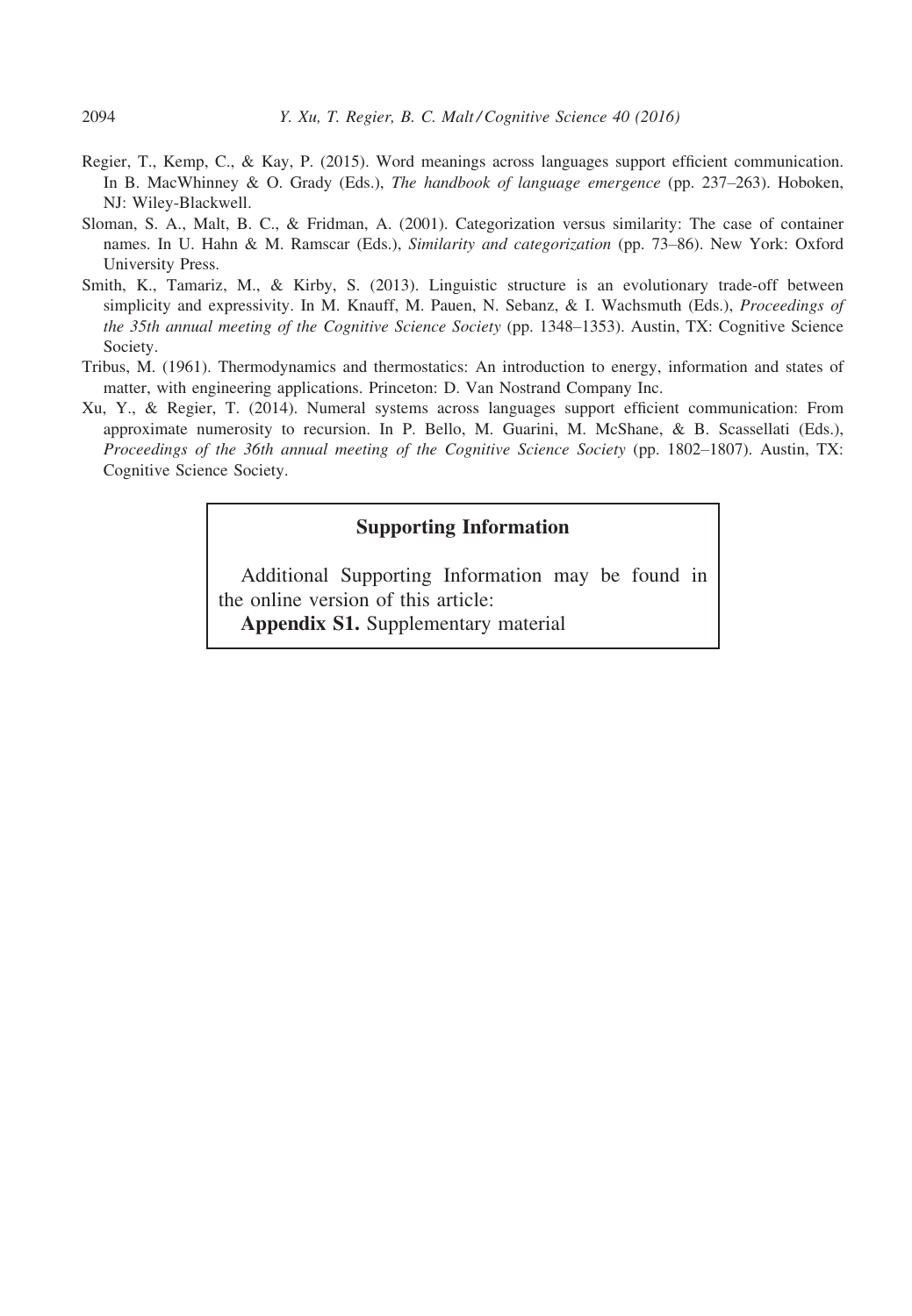Regier, T., Kemp, C., & Kay, P. (2015). Word meanings across languages support efficient communication. In B. MacWhinney & O. Grady (Eds.), *The handbook of language emergence* (pp. 237–263). Hoboken, NJ: Wiley-Blackwell.

Sloman, S. A., Malt, B. C., & Fridman, A. (2001). Categorization versus similarity: The case of container names. In U. Hahn & M. Ramscar (Eds.), *Similarity and categorization* (pp. 73–86). New York: Oxford University Press.

Smith, K., Tamariz, M., & Kirby, S. (2013). Linguistic structure is an evolutionary trade-off between simplicity and expressivity. In M. Knauff, M. Pauen, N. Sebanz, & I. Wachsmuth (Eds.), *Proceedings of the 35th annual meeting of the Cognitive Science Society* (pp. 1348–1353). Austin, TX: Cognitive Science Society.

Tribus, M. (1961). Thermodynamics and thermostatics: An introduction to energy, information and states of matter, with engineering applications. Princeton: D. Van Nostrand Company Inc.

Xu, Y., & Regier, T. (2014). Numeral systems across languages support efficient communication: From approximate numerosity to recursion. In P. Bello, M. Guarini, M. McShane, & B. Scassellati (Eds.), *Proceedings of the 36th annual meeting of the Cognitive Science Society* (pp. 1802–1807). Austin, TX: Cognitive Science Society.

## Supporting Information

Additional Supporting Information may be found in the online version of this article:

**Appendix S1.** Supplementary material